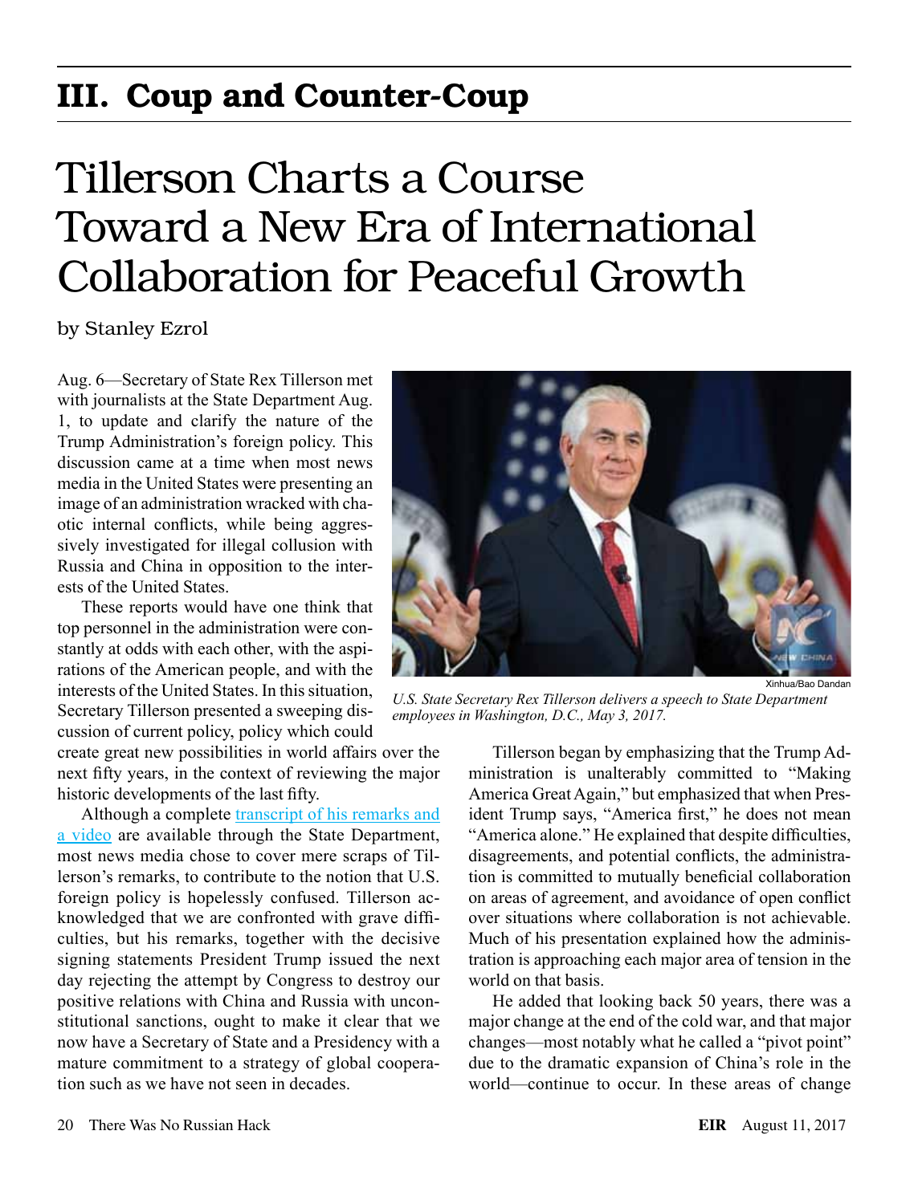# III. Coup and Counter-Coup

# Tillerson Charts a Course Toward a New Era of International Collaboration for Peaceful Growth

by Stanley Ezrol

Aug. 6—Secretary of State Rex Tillerson met with journalists at the State Department Aug. 1, to update and clarify the nature of the Trump Administration's foreign policy. This discussion came at a time when most news media in the United States were presenting an image of an administration wracked with chaotic internal conflicts, while being aggressively investigated for illegal collusion with Russia and China in opposition to the interests of the United States.

These reports would have one think that top personnel in the administration were constantly at odds with each other, with the aspirations of the American people, and with the interests of the United States. In this situation, Secretary Tillerson presented a sweeping discussion of current policy, policy which could create great new possibilities in world affairs over the next fifty years, in the context of reviewing the major historic developments of the last fifty.

Although a complete transcript of his remarks and a video are available through the State Department, most news media chose to cover mere scraps of Tillerson's remarks, to contribute to the notion that U.S. foreign policy is hopelessly confused. Tillerson acknowledged that we are confronted with grave difficulties, but his remarks, together with the decisive signing statements President Trump issued the next day rejecting the attempt by Congress to destroy our positive relations with China and Russia with unconstitutional sanctions, ought to make it clear that we now have a Secretary of State and a Presidency with a mature commitment to a strategy of global cooperation such as we have not seen in decades.

Xinhua/Bao Dandan

*U.S. State Secretary Rex Tillerson delivers a speech to State Department employees in Washington, D.C., May 3, 2017.*

Tillerson began by emphasizing that the Trump Administration is unalterably committed to "Making America Great Again," but emphasized that when President Trump says, "America first," he does not mean "America alone." He explained that despite difficulties, disagreements, and potential conflicts, the administration is committed to mutually beneficial collaboration on areas of agreement, and avoidance of open conflict over situations where collaboration is not achievable. Much of his presentation explained how the administration is approaching each major area of tension in the world on that basis.

He added that looking back 50 years, there was a major change at the end of the cold war, and that major changes—most notably what he called a "pivot point" due to the dramatic expansion of China's role in the world—continue to occur. In these areas of change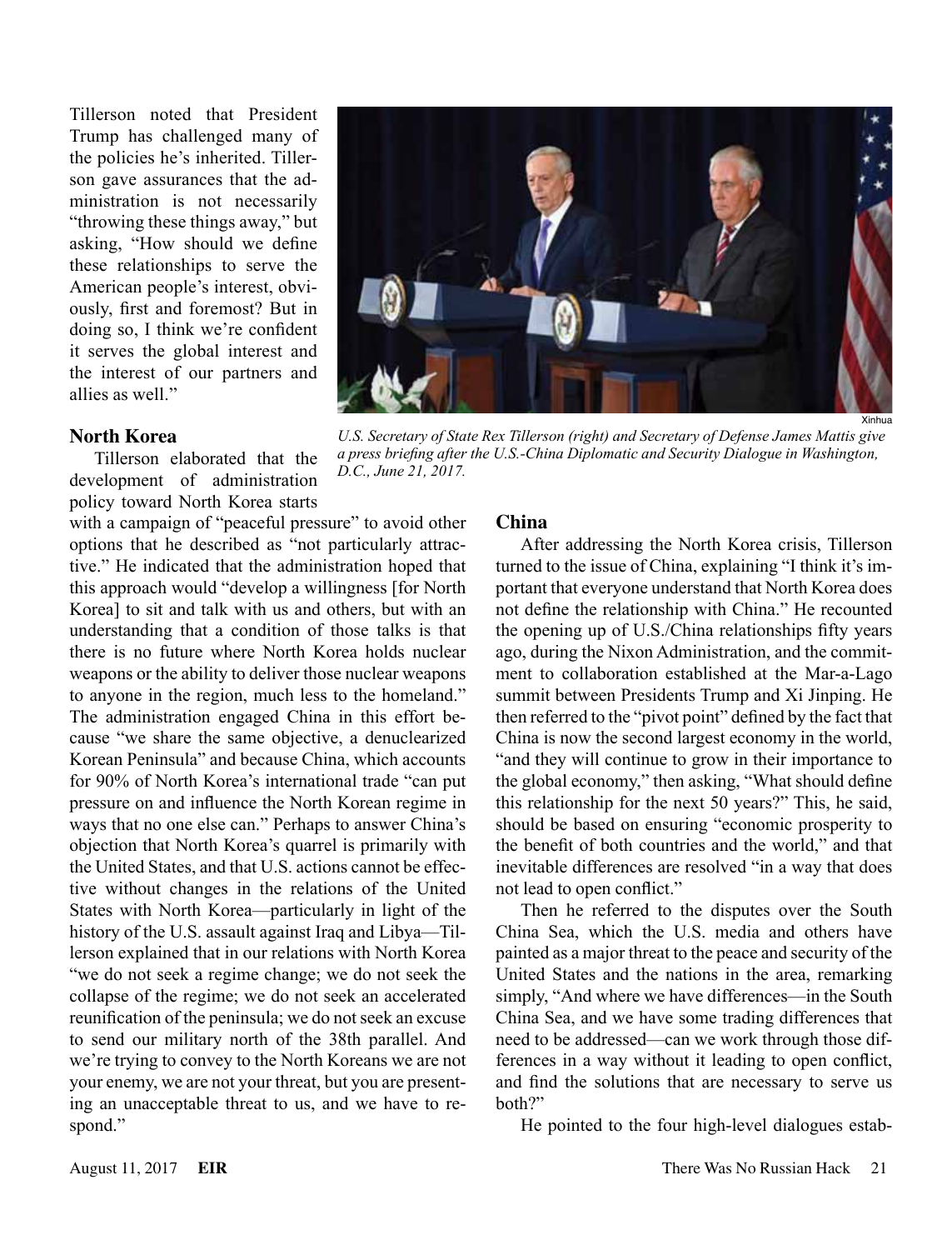Tillerson noted that President Trump has challenged many of the policies he's inherited. Tillerson gave assurances that the administration is not necessarily "throwing these things away," but asking, "How should we define these relationships to serve the American people's interest, obviously, first and foremost? But in doing so, I think we're confident it serves the global interest and the interest of our partners and allies as well."

Xinhua

*U.S. Secretary of State Rex Tillerson (right) and Secretary of Defense James Mattis give a press briefing after the U.S.-China Diplomatic and Security Dialogue in Washington, D.C., June 21, 2017.*

## North Korea

Tillerson elaborated that the development of administration policy toward North Korea starts with a campaign of "peaceful pressure" to avoid other options that he described as "not particularly attractive." He indicated that the administration hoped that this approach would "develop a willingness [for North Korea] to sit and talk with us and others, but with an understanding that a condition of those talks is that there is no future where North Korea holds nuclear weapons or the ability to deliver those nuclear weapons to anyone in the region, much less to the homeland." The administration engaged China in this effort because "we share the same objective, a denuclearized Korean Peninsula" and because China, which accounts for 90% of North Korea's international trade "can put pressure on and influence the North Korean regime in ways that no one else can." Perhaps to answer China's objection that North Korea's quarrel is primarily with the United States, and that U.S. actions cannot be effective without changes in the relations of the United States with North Korea—particularly in light of the history of the U.S. assault against Iraq and Libya—Tillerson explained that in our relations with North Korea "we do not seek a regime change; we do not seek the collapse of the regime; we do not seek an accelerated reunification of the peninsula; we do not seek an excuse to send our military north of the 38th parallel. And we're trying to convey to the North Koreans we are not your enemy, we are not your threat, but you are presenting an unacceptable threat to us, and we have to respond."

## China

After addressing the North Korea crisis, Tillerson turned to the issue of China, explaining "I think it's important that everyone understand that North Korea does not define the relationship with China." He recounted the opening up of U.S./China relationships fifty years ago, during the Nixon Administration, and the commitment to collaboration established at the Mar-a-Lago summit between Presidents Trump and Xi Jinping. He then referred to the "pivot point" defined by the fact that China is now the second largest economy in the world, "and they will continue to grow in their importance to the global economy," then asking, "What should define this relationship for the next 50 years?" This, he said, should be based on ensuring "economic prosperity to the benefit of both countries and the world," and that inevitable differences are resolved "in a way that does not lead to open conflict."

Then he referred to the disputes over the South China Sea, which the U.S. media and others have painted as a major threat to the peace and security of the United States and the nations in the area, remarking simply, "And where we have differences—in the South China Sea, and we have some trading differences that need to be addressed—can we work through those differences in a way without it leading to open conflict, and find the solutions that are necessary to serve us both?"

He pointed to the four high-level dialogues estab-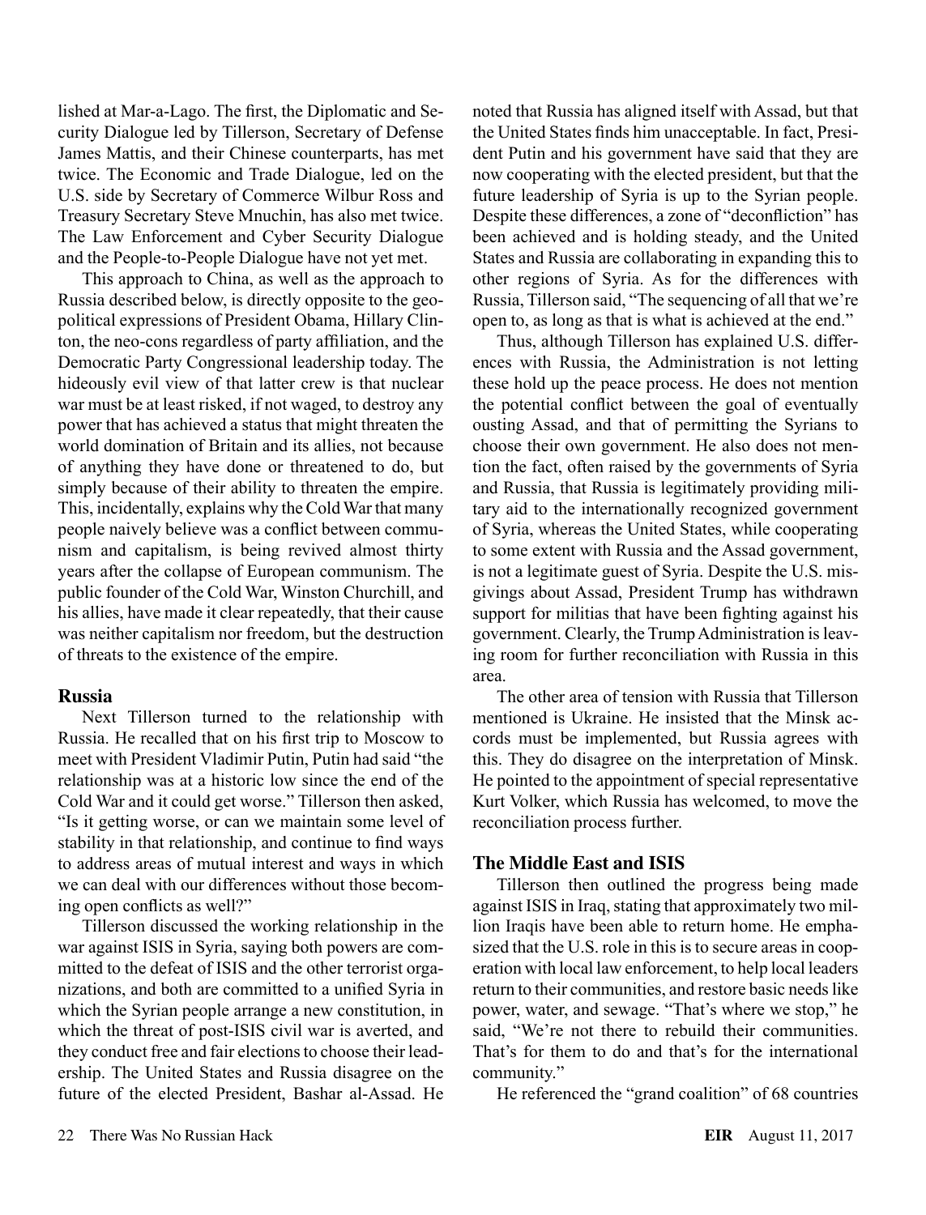lished at Mar-a-Lago. The first, the Diplomatic and Security Dialogue led by Tillerson, Secretary of Defense James Mattis, and their Chinese counterparts, has met twice. The Economic and Trade Dialogue, led on the U.S. side by Secretary of Commerce Wilbur Ross and Treasury Secretary Steve Mnuchin, has also met twice. The Law Enforcement and Cyber Security Dialogue and the People-to-People Dialogue have not yet met.

This approach to China, as well as the approach to Russia described below, is directly opposite to the geopolitical expressions of President Obama, Hillary Clinton, the neo-cons regardless of party affiliation, and the Democratic Party Congressional leadership today. The hideously evil view of that latter crew is that nuclear war must be at least risked, if not waged, to destroy any power that has achieved a status that might threaten the world domination of Britain and its allies, not because of anything they have done or threatened to do, but simply because of their ability to threaten the empire. This, incidentally, explains why the Cold War that many people naively believe was a conflict between communism and capitalism, is being revived almost thirty years after the collapse of European communism. The public founder of the Cold War, Winston Churchill, and his allies, have made it clear repeatedly, that their cause was neither capitalism nor freedom, but the destruction of threats to the existence of the empire.

## Russia

Next Tillerson turned to the relationship with Russia. He recalled that on his first trip to Moscow to meet with President Vladimir Putin, Putin had said "the relationship was at a historic low since the end of the Cold War and it could get worse." Tillerson then asked, "Is it getting worse, or can we maintain some level of stability in that relationship, and continue to find ways to address areas of mutual interest and ways in which we can deal with our differences without those becoming open conflicts as well?"

Tillerson discussed the working relationship in the war against ISIS in Syria, saying both powers are committed to the defeat of ISIS and the other terrorist organizations, and both are committed to a unified Syria in which the Syrian people arrange a new constitution, in which the threat of post-ISIS civil war is averted, and they conduct free and fair elections to choose their leadership. The United States and Russia disagree on the future of the elected President, Bashar al-Assad. He noted that Russia has aligned itself with Assad, but that the United States finds him unacceptable. In fact, President Putin and his government have said that they are now cooperating with the elected president, but that the future leadership of Syria is up to the Syrian people. Despite these differences, a zone of "deconfliction" has been achieved and is holding steady, and the United States and Russia are collaborating in expanding this to other regions of Syria. As for the differences with Russia, Tillerson said, "The sequencing of all that we're open to, as long as that is what is achieved at the end."

Thus, although Tillerson has explained U.S. differences with Russia, the Administration is not letting these hold up the peace process. He does not mention the potential conflict between the goal of eventually ousting Assad, and that of permitting the Syrians to choose their own government. He also does not mention the fact, often raised by the governments of Syria and Russia, that Russia is legitimately providing military aid to the internationally recognized government of Syria, whereas the United States, while cooperating to some extent with Russia and the Assad government, is not a legitimate guest of Syria. Despite the U.S. misgivings about Assad, President Trump has withdrawn support for militias that have been fighting against his government. Clearly, the Trump Administration is leaving room for further reconciliation with Russia in this area.

The other area of tension with Russia that Tillerson mentioned is Ukraine. He insisted that the Minsk accords must be implemented, but Russia agrees with this. They do disagree on the interpretation of Minsk. He pointed to the appointment of special representative Kurt Volker, which Russia has welcomed, to move the reconciliation process further.

## The Middle East and ISIS

Tillerson then outlined the progress being made against ISIS in Iraq, stating that approximately two million Iraqis have been able to return home. He emphasized that the U.S. role in this is to secure areas in cooperation with local law enforcement, to help local leaders return to their communities, and restore basic needs like power, water, and sewage. "That's where we stop," he said, "We're not there to rebuild their communities. That's for them to do and that's for the international community."

He referenced the "grand coalition" of 68 countries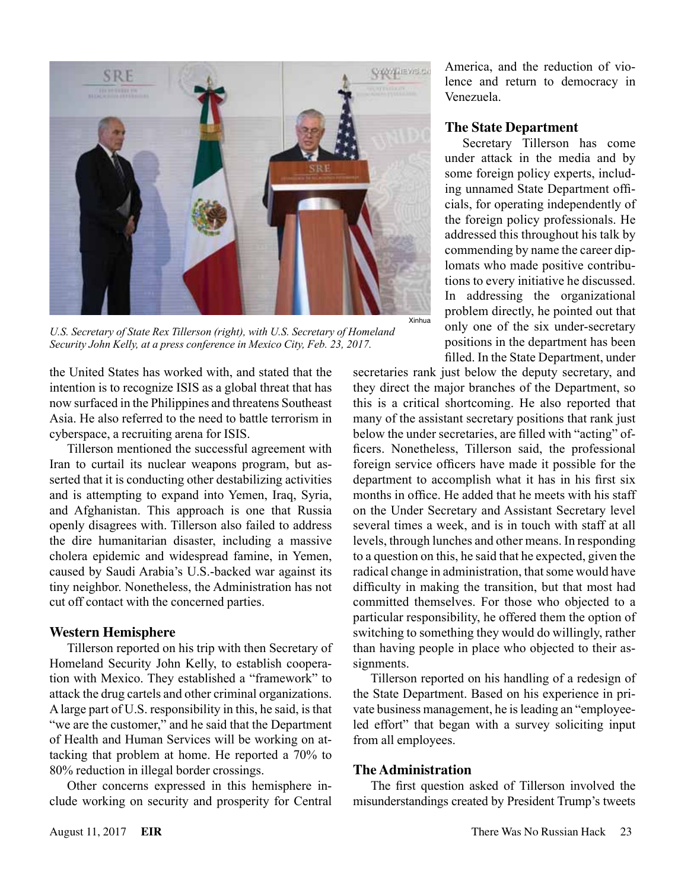*U.S. Secretary of State Rex Tillerson (right), with U.S. Secretary of Homeland Security John Kelly, at a press conference in Mexico City, Feb. 23, 2017.*

the United States has worked with, and stated that the intention is to recognize ISIS as a global threat that has now surfaced in the Philippines and threatens Southeast Asia. He also referred to the need to battle terrorism in cyberspace, a recruiting arena for ISIS.

Tillerson mentioned the successful agreement with Iran to curtail its nuclear weapons program, but asserted that it is conducting other destabilizing activities and is attempting to expand into Yemen, Iraq, Syria, and Afghanistan. This approach is one that Russia openly disagrees with. Tillerson also failed to address the dire humanitarian disaster, including a massive cholera epidemic and widespread famine, in Yemen, caused by Saudi Arabia's U.S.-backed war against its tiny neighbor. Nonetheless, the Administration has not cut off contact with the concerned parties.

### Western Hemisphere

Tillerson reported on his trip with then Secretary of Homeland Security John Kelly, to establish cooperation with Mexico. They established a "framework" to attack the drug cartels and other criminal organizations. A large part of U.S. responsibility in this, he said, is that "we are the customer," and he said that the Department of Health and Human Services will be working on attacking that problem at home. He reported a 70% to 80% reduction in illegal border crossings.

Other concerns expressed in this hemisphere include working on security and prosperity for Central America, and the reduction of violence and return to democracy in Venezuela.

### The State Department

Secretary Tillerson has come under attack in the media and by some foreign policy experts, including unnamed State Department officials, for operating independently of the foreign policy professionals. He addressed this throughout his talk by commending by name the career diplomats who made positive contributions to every initiative he discussed. In addressing the organizational problem directly, he pointed out that only one of the six under-secretary positions in the department has been filled. In the State Department, under secretaries rank just below the deputy secretary, and they direct the major branches of the Department, so this is a critical shortcoming. He also reported that many of the assistant secretary positions that rank just below the under secretaries, are filled with "acting" officers. Nonetheless, Tillerson said, the professional foreign service officers have made it possible for the department to accomplish what it has in his first six months in office. He added that he meets with his staff on the Under Secretary and Assistant Secretary level several times a week, and is in touch with staff at all levels, through lunches and other means. In responding to a question on this, he said that he expected, given the radical change in administration, that some would have difficulty in making the transition, but that most had committed themselves. For those who objected to a particular responsibility, he offered them the option of switching to something they would do willingly, rather than having people in place who objected to their assignments.

Tillerson reported on his handling of a redesign of the State Department. Based on his experience in private business management, he is leading an "employee-led effort" that began with a survey soliciting input from all employees.

### The Administration

The first question asked of Tillerson involved the misunderstandings created by President Trump's tweets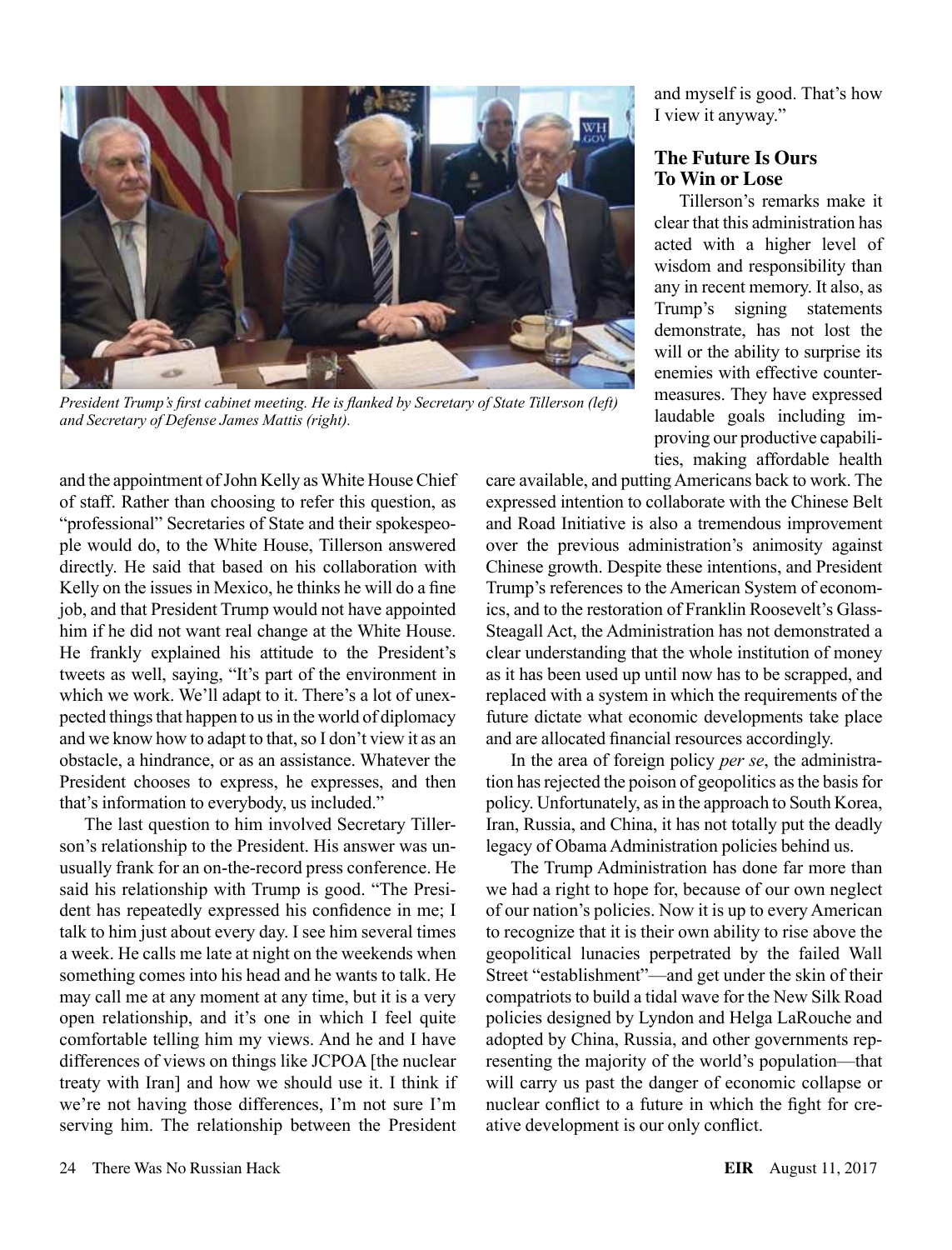*President Trump's first cabinet meeting. He is flanked by Secretary of State Tillerson (left) and Secretary of Defense James Mattis (right).*

and the appointment of John Kelly as White House Chief of staff. Rather than choosing to refer this question, as "professional" Secretaries of State and their spokespeople would do, to the White House, Tillerson answered directly. He said that based on his collaboration with Kelly on the issues in Mexico, he thinks he will do a fine job, and that President Trump would not have appointed him if he did not want real change at the White House. He frankly explained his attitude to the President's tweets as well, saying, "It's part of the environment in which we work. We'll adapt to it. There's a lot of unexpected things that happen to us in the world of diplomacy and we know how to adapt to that, so I don't view it as an obstacle, a hindrance, or as an assistance. Whatever the President chooses to express, he expresses, and then that's information to everybody, us included."

The last question to him involved Secretary Tillerson's relationship to the President. His answer was unusually frank for an on-the-record press conference. He said his relationship with Trump is good. "The President has repeatedly expressed his confidence in me; I talk to him just about every day. I see him several times a week. He calls me late at night on the weekends when something comes into his head and he wants to talk. He may call me at any moment at any time, but it is a very open relationship, and it's one in which I feel quite comfortable telling him my views. And he and I have differences of views on things like JCPOA [the nuclear treaty with Iran] and how we should use it. I think if we're not having those differences, I'm not sure I'm serving him. The relationship between the President and myself is good. That's how I view it anyway."

## The Future Is Ours To Win or Lose

Tillerson's remarks make it clear that this administration has acted with a higher level of wisdom and responsibility than any in recent memory. It also, as Trump's signing statements demonstrate, has not lost the will or the ability to surprise its enemies with effective countermeasures. They have expressed laudable goals including improving our productive capabilities, making affordable health care available, and putting Americans back to work. The expressed intention to collaborate with the Chinese Belt and Road Initiative is also a tremendous improvement over the previous administration's animosity against Chinese growth. Despite these intentions, and President Trump's references to the American System of economics, and to the restoration of Franklin Roosevelt's Glass-Steagall Act, the Administration has not demonstrated a clear understanding that the whole institution of money as it has been used up until now has to be scrapped, and replaced with a system in which the requirements of the future dictate what economic developments take place and are allocated financial resources accordingly.

In the area of foreign policy *per se*, the administration has rejected the poison of geopolitics as the basis for policy. Unfortunately, as in the approach to South Korea, Iran, Russia, and China, it has not totally put the deadly legacy of Obama Administration policies behind us.

The Trump Administration has done far more than we had a right to hope for, because of our own neglect of our nation's policies. Now it is up to every American to recognize that it is their own ability to rise above the geopolitical lunacies perpetrated by the failed Wall Street "establishment"—and get under the skin of their compatriots to build a tidal wave for the New Silk Road policies designed by Lyndon and Helga LaRouche and adopted by China, Russia, and other governments representing the majority of the world's population—that will carry us past the danger of economic collapse or nuclear conflict to a future in which the fight for creative development is our only conflict.